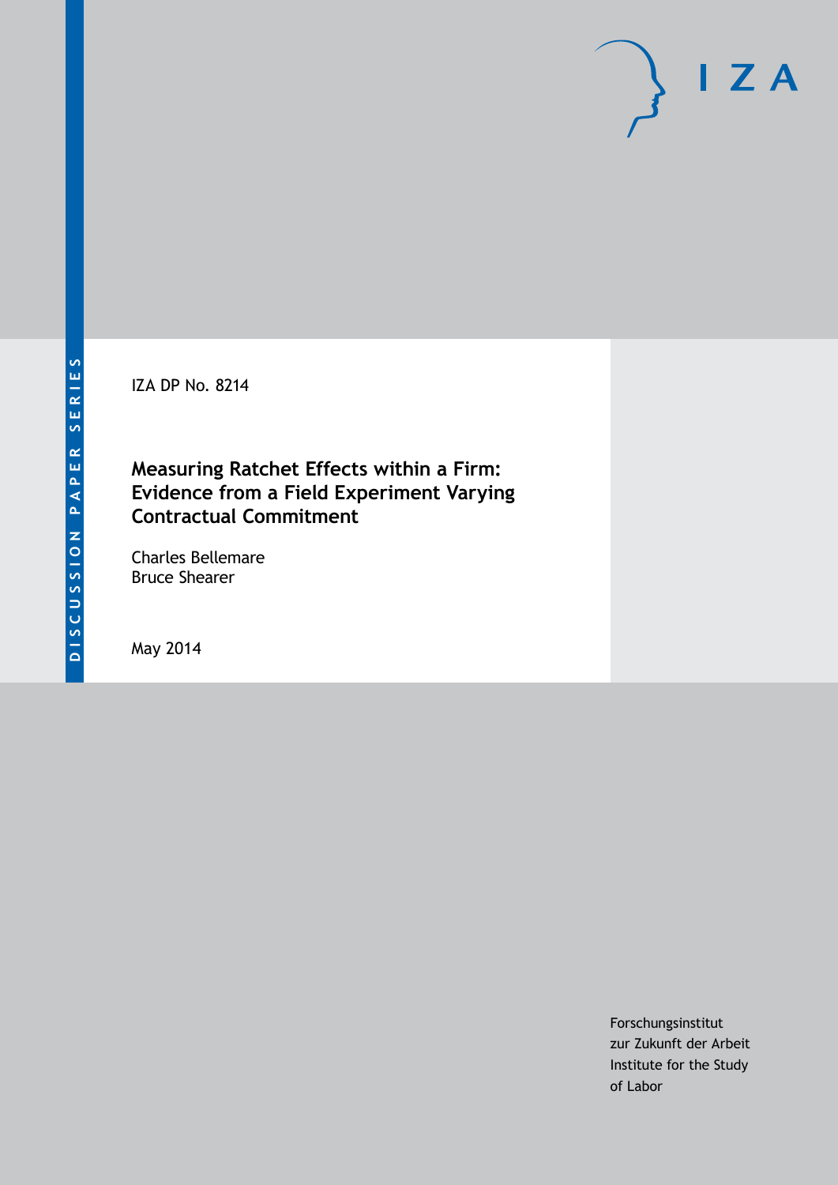DISCUSSION PAPER SERIES

IZA

IZA DP No. 8214

# Measuring Ratchet Effects within a Firm: Evidence from a Field Experiment Varying Contractual Commitment

Charles Bellemare
Bruce Shearer

May 2014

Forschungsinstitut
zur Zukunft der Arbeit
Institute for the Study
of Labor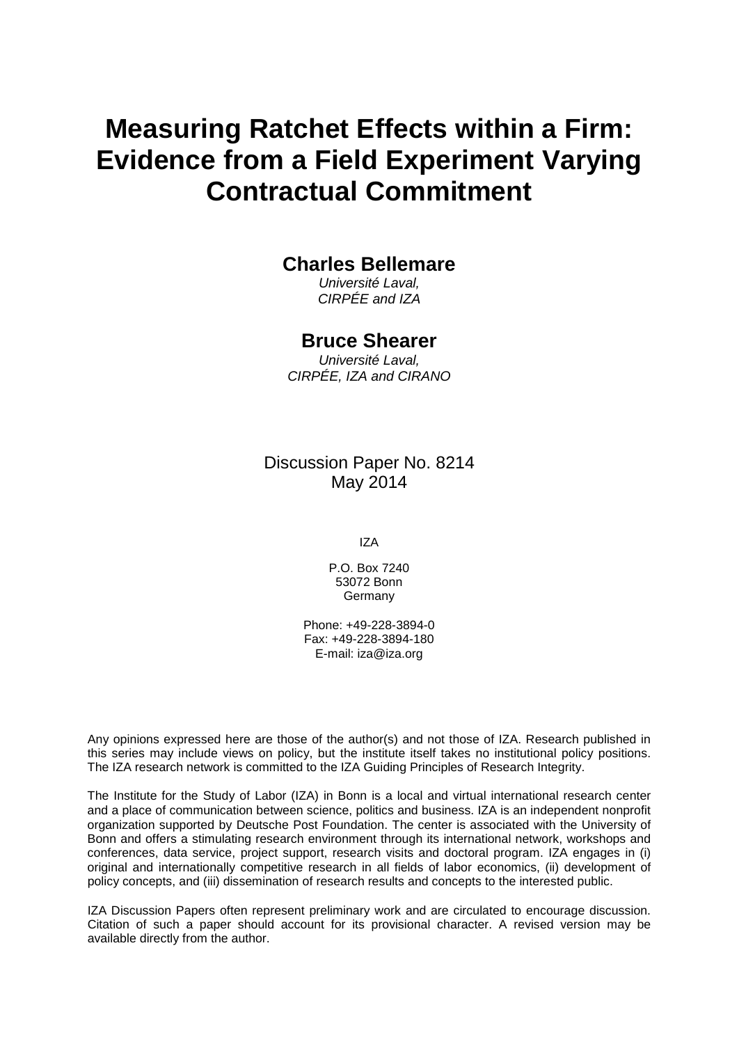# Measuring Ratchet Effects within a Firm: Evidence from a Field Experiment Varying Contractual Commitment

**Charles Bellemare**

*Université Laval,*
*CIRPÉE and IZA*

**Bruce Shearer**

*Université Laval,*
*CIRPÉE, IZA and CIRANO*

Discussion Paper No. 8214
May 2014

IZA

P.O. Box 7240
53072 Bonn
Germany

Phone: +49-228-3894-0
Fax: +49-228-3894-180
E-mail: iza@iza.org

Any opinions expressed here are those of the author(s) and not those of IZA. Research published in this series may include views on policy, but the institute itself takes no institutional policy positions. The IZA research network is committed to the IZA Guiding Principles of Research Integrity.

The Institute for the Study of Labor (IZA) in Bonn is a local and virtual international research center and a place of communication between science, politics and business. IZA is an independent nonprofit organization supported by Deutsche Post Foundation. The center is associated with the University of Bonn and offers a stimulating research environment through its international network, workshops and conferences, data service, project support, research visits and doctoral program. IZA engages in (i) original and internationally competitive research in all fields of labor economics, (ii) development of policy concepts, and (iii) dissemination of research results and concepts to the interested public.

IZA Discussion Papers often represent preliminary work and are circulated to encourage discussion. Citation of such a paper should account for its provisional character. A revised version may be available directly from the author.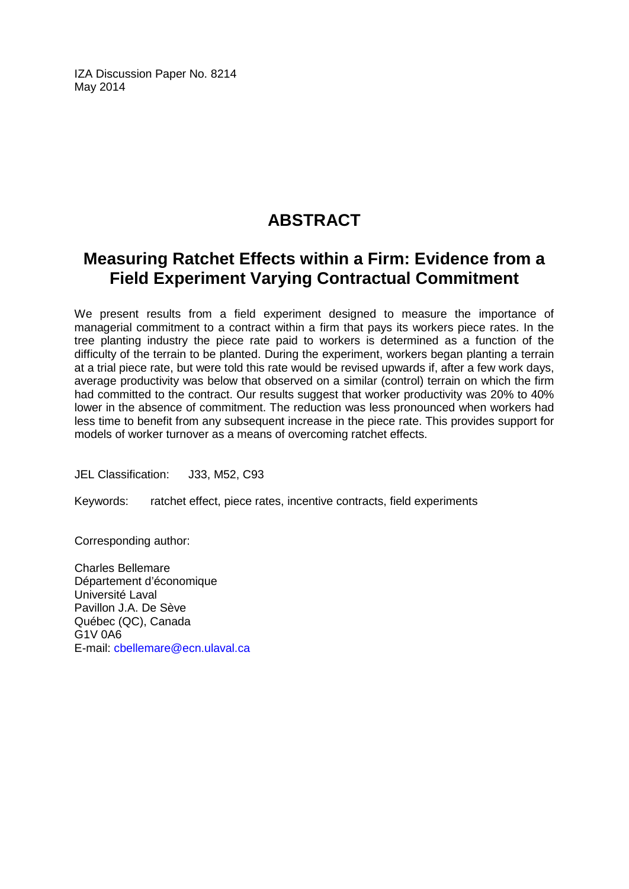IZA Discussion Paper No. 8214
May 2014

# ABSTRACT

## Measuring Ratchet Effects within a Firm: Evidence from a Field Experiment Varying Contractual Commitment

We present results from a field experiment designed to measure the importance of managerial commitment to a contract within a firm that pays its workers piece rates. In the tree planting industry the piece rate paid to workers is determined as a function of the difficulty of the terrain to be planted. During the experiment, workers began planting a terrain at a trial piece rate, but were told this rate would be revised upwards if, after a few work days, average productivity was below that observed on a similar (control) terrain on which the firm had committed to the contract. Our results suggest that worker productivity was 20% to 40% lower in the absence of commitment. The reduction was less pronounced when workers had less time to benefit from any subsequent increase in the piece rate. This provides support for models of worker turnover as a means of overcoming ratchet effects.

JEL Classification: J33, M52, C93

Keywords: ratchet effect, piece rates, incentive contracts, field experiments

Corresponding author:

Charles Bellemare
Département d'économique
Université Laval
Pavillon J.A. De Sève
Québec (QC), Canada
G1V 0A6
E-mail: cbellemare@ecn.ulaval.ca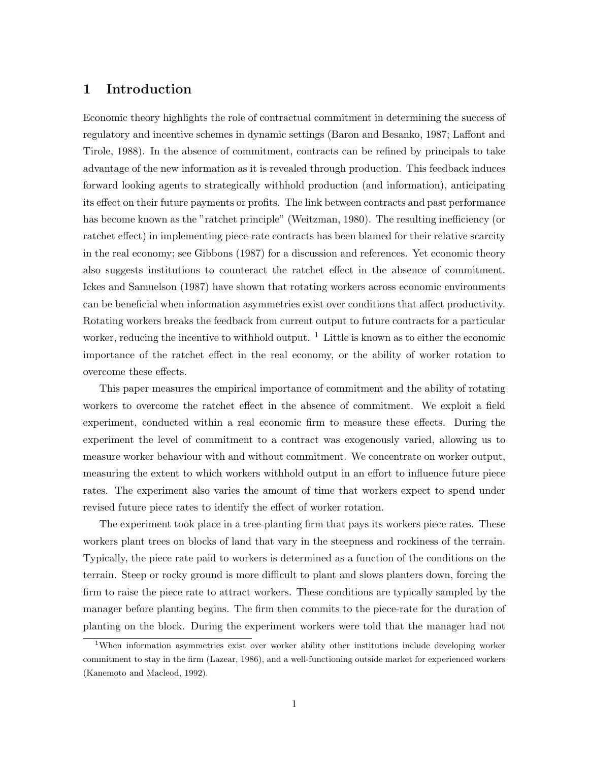# 1 Introduction

Economic theory highlights the role of contractual commitment in determining the success of regulatory and incentive schemes in dynamic settings (Baron and Besanko, 1987; Laffont and Tirole, 1988). In the absence of commitment, contracts can be refined by principals to take advantage of the new information as it is revealed through production. This feedback induces forward looking agents to strategically withhold production (and information), anticipating its effect on their future payments or profits. The link between contracts and past performance has become known as the "ratchet principle" (Weitzman, 1980). The resulting inefficiency (or ratchet effect) in implementing piece-rate contracts has been blamed for their relative scarcity in the real economy; see Gibbons (1987) for a discussion and references. Yet economic theory also suggests institutions to counteract the ratchet effect in the absence of commitment. Ickes and Samuelson (1987) have shown that rotating workers across economic environments can be beneficial when information asymmetries exist over conditions that affect productivity. Rotating workers breaks the feedback from current output to future contracts for a particular worker, reducing the incentive to withhold output. [1] Little is known as to either the economic importance of the ratchet effect in the real economy, or the ability of worker rotation to overcome these effects.

This paper measures the empirical importance of commitment and the ability of rotating workers to overcome the ratchet effect in the absence of commitment. We exploit a field experiment, conducted within a real economic firm to measure these effects. During the experiment the level of commitment to a contract was exogenously varied, allowing us to measure worker behaviour with and without commitment. We concentrate on worker output, measuring the extent to which workers withhold output in an effort to influence future piece rates. The experiment also varies the amount of time that workers expect to spend under revised future piece rates to identify the effect of worker rotation.

The experiment took place in a tree-planting firm that pays its workers piece rates. These workers plant trees on blocks of land that vary in the steepness and rockiness of the terrain. Typically, the piece rate paid to workers is determined as a function of the conditions on the terrain. Steep or rocky ground is more difficult to plant and slows planters down, forcing the firm to raise the piece rate to attract workers. These conditions are typically sampled by the manager before planting begins. The firm then commits to the piece-rate for the duration of planting on the block. During the experiment workers were told that the manager had not

[1] When information asymmetries exist over worker ability other institutions include developing worker commitment to stay in the firm (Lazear, 1986), and a well-functioning outside market for experienced workers (Kanemoto and Macleod, 1992).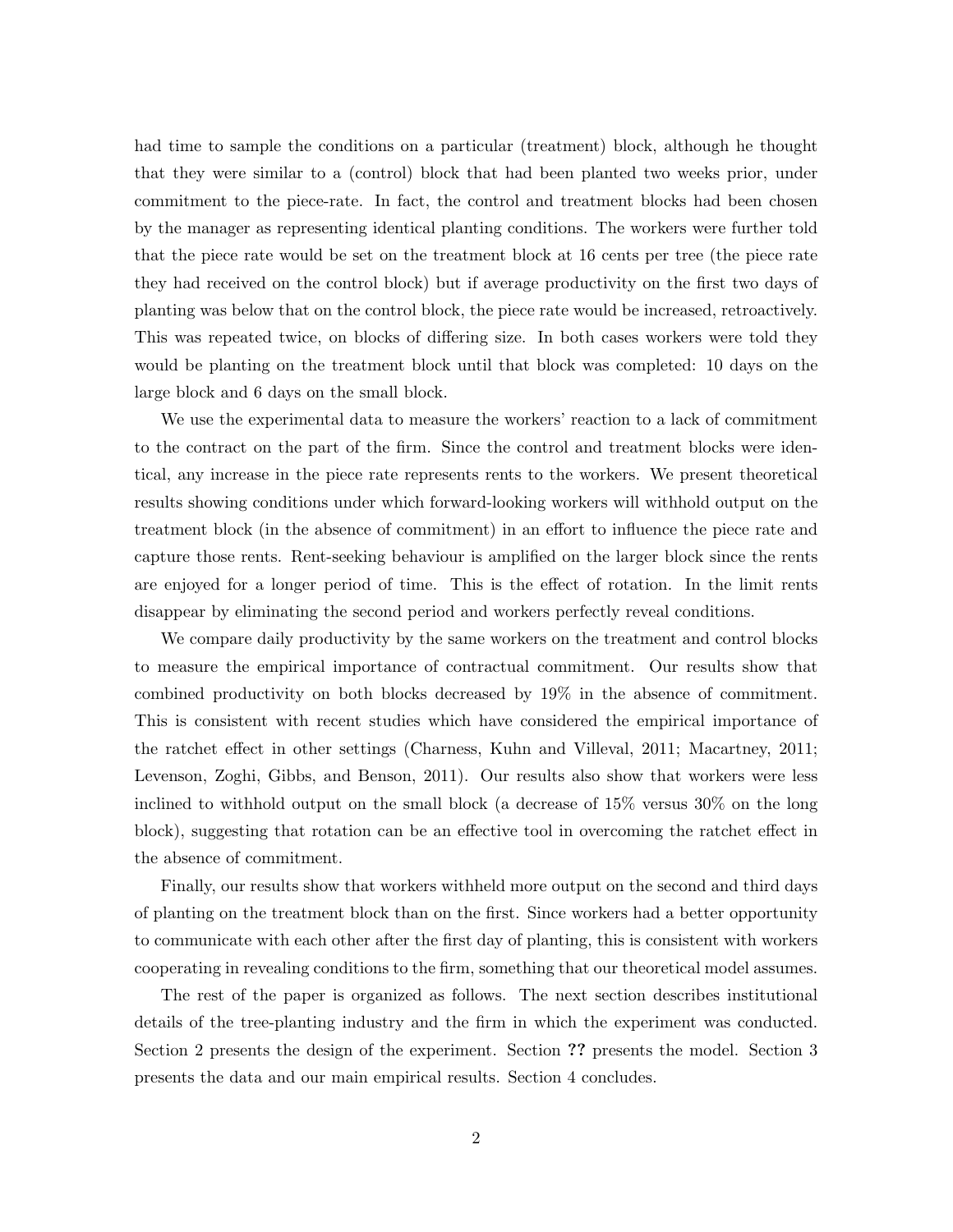had time to sample the conditions on a particular (treatment) block, although he thought that they were similar to a (control) block that had been planted two weeks prior, under commitment to the piece-rate. In fact, the control and treatment blocks had been chosen by the manager as representing identical planting conditions. The workers were further told that the piece rate would be set on the treatment block at 16 cents per tree (the piece rate they had received on the control block) but if average productivity on the first two days of planting was below that on the control block, the piece rate would be increased, retroactively. This was repeated twice, on blocks of differing size. In both cases workers were told they would be planting on the treatment block until that block was completed: 10 days on the large block and 6 days on the small block.

We use the experimental data to measure the workers' reaction to a lack of commitment to the contract on the part of the firm. Since the control and treatment blocks were identical, any increase in the piece rate represents rents to the workers. We present theoretical results showing conditions under which forward-looking workers will withhold output on the treatment block (in the absence of commitment) in an effort to influence the piece rate and capture those rents. Rent-seeking behaviour is amplified on the larger block since the rents are enjoyed for a longer period of time. This is the effect of rotation. In the limit rents disappear by eliminating the second period and workers perfectly reveal conditions.

We compare daily productivity by the same workers on the treatment and control blocks to measure the empirical importance of contractual commitment. Our results show that combined productivity on both blocks decreased by 19% in the absence of commitment. This is consistent with recent studies which have considered the empirical importance of the ratchet effect in other settings (Charness, Kuhn and Villeval, 2011; Macartney, 2011; Levenson, Zoghi, Gibbs, and Benson, 2011). Our results also show that workers were less inclined to withhold output on the small block (a decrease of 15% versus 30% on the long block), suggesting that rotation can be an effective tool in overcoming the ratchet effect in the absence of commitment.

Finally, our results show that workers withheld more output on the second and third days of planting on the treatment block than on the first. Since workers had a better opportunity to communicate with each other after the first day of planting, this is consistent with workers cooperating in revealing conditions to the firm, something that our theoretical model assumes.

The rest of the paper is organized as follows. The next section describes institutional details of the tree-planting industry and the firm in which the experiment was conducted. Section 2 presents the design of the experiment. Section **??** presents the model. Section 3 presents the data and our main empirical results. Section 4 concludes.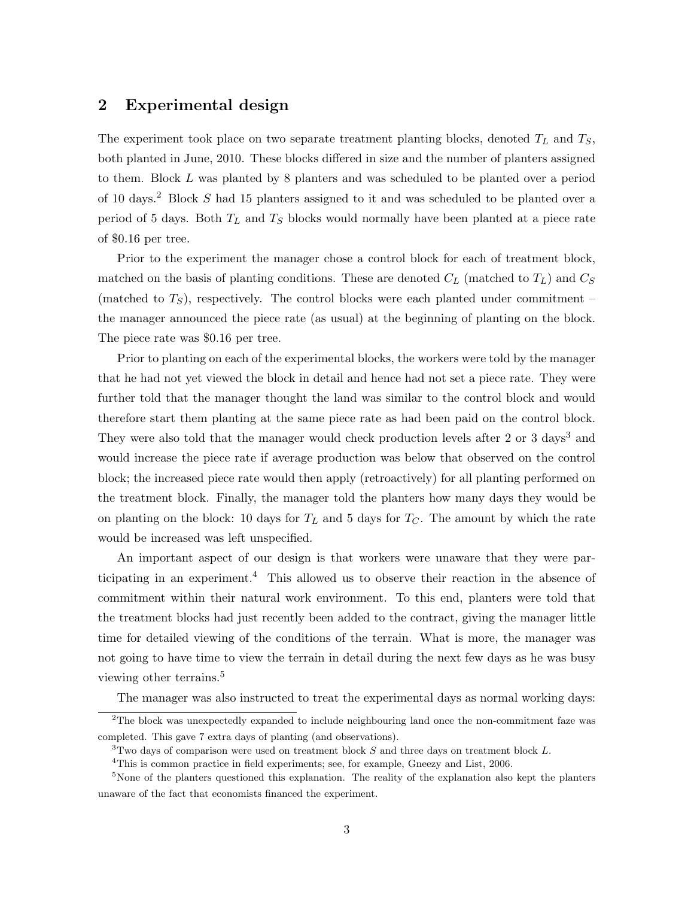## 2 Experimental design

The experiment took place on two separate treatment planting blocks, denoted $T_L$ and $T_S$, both planted in June, 2010. These blocks differed in size and the number of planters assigned to them. Block $L$ was planted by 8 planters and was scheduled to be planted over a period of 10 days.[2] Block $S$ had 15 planters assigned to it and was scheduled to be planted over a period of 5 days. Both $T_L$ and $T_S$ blocks would normally have been planted at a piece rate of \$0.16 per tree.

Prior to the experiment the manager chose a control block for each of treatment block, matched on the basis of planting conditions. These are denoted $C_L$ (matched to $T_L$) and $C_S$ (matched to $T_S$), respectively. The control blocks were each planted under commitment – the manager announced the piece rate (as usual) at the beginning of planting on the block. The piece rate was \$0.16 per tree.

Prior to planting on each of the experimental blocks, the workers were told by the manager that he had not yet viewed the block in detail and hence had not set a piece rate. They were further told that the manager thought the land was similar to the control block and would therefore start them planting at the same piece rate as had been paid on the control block. They were also told that the manager would check production levels after 2 or 3 days[3] and would increase the piece rate if average production was below that observed on the control block; the increased piece rate would then apply (retroactively) for all planting performed on the treatment block. Finally, the manager told the planters how many days they would be on planting on the block: 10 days for $T_L$ and 5 days for $T_C$. The amount by which the rate would be increased was left unspecified.

An important aspect of our design is that workers were unaware that they were participating in an experiment.[4] This allowed us to observe their reaction in the absence of commitment within their natural work environment. To this end, planters were told that the treatment blocks had just recently been added to the contract, giving the manager little time for detailed viewing of the conditions of the terrain. What is more, the manager was not going to have time to view the terrain in detail during the next few days as he was busy viewing other terrains.[5]

The manager was also instructed to treat the experimental days as normal working days:

---

[2] The block was unexpectedly expanded to include neighbouring land once the non-commitment faze was completed. This gave 7 extra days of planting (and observations).

[3] Two days of comparison were used on treatment block $S$ and three days on treatment block $L$.

[4] This is common practice in field experiments; see, for example, Gneezy and List, 2006.

[5] None of the planters questioned this explanation. The reality of the explanation also kept the planters unaware of the fact that economists financed the experiment.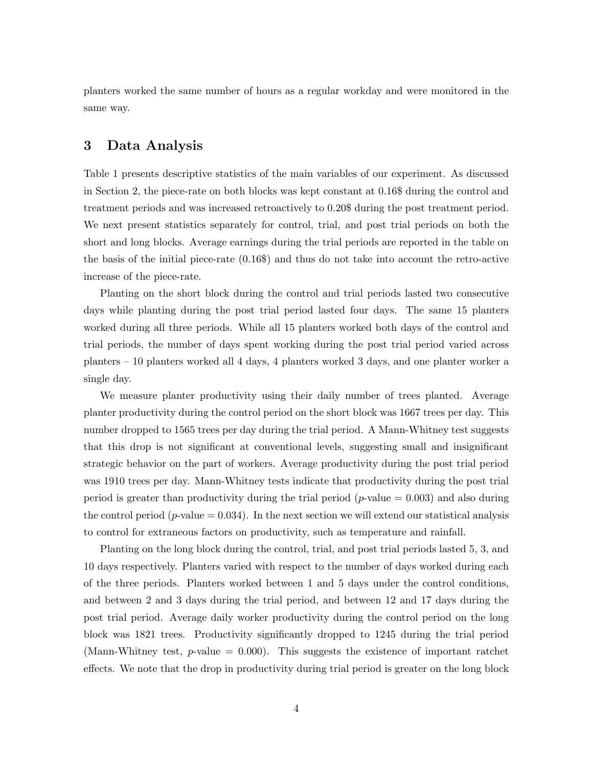planters worked the same number of hours as a regular workday and were monitored in the same way.

## 3 Data Analysis

Table 1 presents descriptive statistics of the main variables of our experiment. As discussed in Section 2, the piece-rate on both blocks was kept constant at 0.16$ during the control and treatment periods and was increased retroactively to 0.20$ during the post treatment period. We next present statistics separately for control, trial, and post trial periods on both the short and long blocks. Average earnings during the trial periods are reported in the table on the basis of the initial piece-rate (0.16$) and thus do not take into account the retro-active increase of the piece-rate.

Planting on the short block during the control and trial periods lasted two consecutive days while planting during the post trial period lasted four days. The same 15 planters worked during all three periods. While all 15 planters worked both days of the control and trial periods, the number of days spent working during the post trial period varied across planters – 10 planters worked all 4 days, 4 planters worked 3 days, and one planter worker a single day.

We measure planter productivity using their daily number of trees planted. Average planter productivity during the control period on the short block was 1667 trees per day. This number dropped to 1565 trees per day during the trial period. A Mann-Whitney test suggests that this drop is not significant at conventional levels, suggesting small and insignificant strategic behavior on the part of workers. Average productivity during the post trial period was 1910 trees per day. Mann-Whitney tests indicate that productivity during the post trial period is greater than productivity during the trial period ($p$-value = 0.003) and also during the control period ($p$-value = 0.034). In the next section we will extend our statistical analysis to control for extraneous factors on productivity, such as temperature and rainfall.

Planting on the long block during the control, trial, and post trial periods lasted 5, 3, and 10 days respectively. Planters varied with respect to the number of days worked during each of the three periods. Planters worked between 1 and 5 days under the control conditions, and between 2 and 3 days during the trial period, and between 12 and 17 days during the post trial period. Average daily worker productivity during the control period on the long block was 1821 trees. Productivity significantly dropped to 1245 during the trial period (Mann-Whitney test, $p$-value = 0.000). This suggests the existence of important ratchet effects. We note that the drop in productivity during trial period is greater on the long block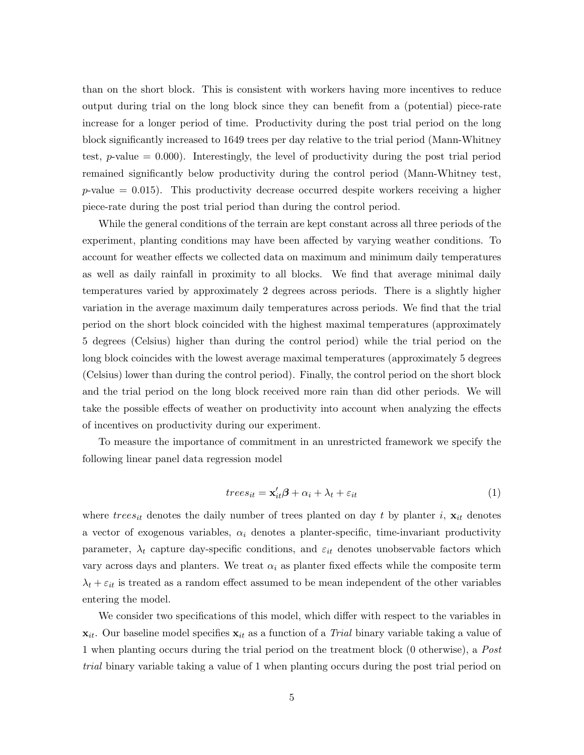than on the short block. This is consistent with workers having more incentives to reduce output during trial on the long block since they can benefit from a (potential) piece-rate increase for a longer period of time. Productivity during the post trial period on the long block significantly increased to 1649 trees per day relative to the trial period (Mann-Whitney test, $p$-value = 0.000). Interestingly, the level of productivity during the post trial period remained significantly below productivity during the control period (Mann-Whitney test, $p$-value = 0.015). This productivity decrease occurred despite workers receiving a higher piece-rate during the post trial period than during the control period.

While the general conditions of the terrain are kept constant across all three periods of the experiment, planting conditions may have been affected by varying weather conditions. To account for weather effects we collected data on maximum and minimum daily temperatures as well as daily rainfall in proximity to all blocks. We find that average minimal daily temperatures varied by approximately 2 degrees across periods. There is a slightly higher variation in the average maximum daily temperatures across periods. We find that the trial period on the short block coincided with the highest maximal temperatures (approximately 5 degrees (Celsius) higher than during the control period) while the trial period on the long block coincides with the lowest average maximal temperatures (approximately 5 degrees (Celsius) lower than during the control period). Finally, the control period on the short block and the trial period on the long block received more rain than did other periods. We will take the possible effects of weather on productivity into account when analyzing the effects of incentives on productivity during our experiment.

To measure the importance of commitment in an unrestricted framework we specify the following linear panel data regression model

$$trees_{it} = \mathbf{x}_{it}'\boldsymbol{\beta} + \alpha_i + \lambda_t + \varepsilon_{it} \tag{1}$$

where $trees_{it}$ denotes the daily number of trees planted on day $t$ by planter $i$, $\mathbf{x}_{it}$ denotes a vector of exogenous variables, $\alpha_i$ denotes a planter-specific, time-invariant productivity parameter, $\lambda_t$ capture day-specific conditions, and $\varepsilon_{it}$ denotes unobservable factors which vary across days and planters. We treat $\alpha_i$ as planter fixed effects while the composite term $\lambda_t + \varepsilon_{it}$ is treated as a random effect assumed to be mean independent of the other variables entering the model.

We consider two specifications of this model, which differ with respect to the variables in $\mathbf{x}_{it}$. Our baseline model specifies $\mathbf{x}_{it}$ as a function of a *Trial* binary variable taking a value of 1 when planting occurs during the trial period on the treatment block (0 otherwise), a *Post trial* binary variable taking a value of 1 when planting occurs during the post trial period on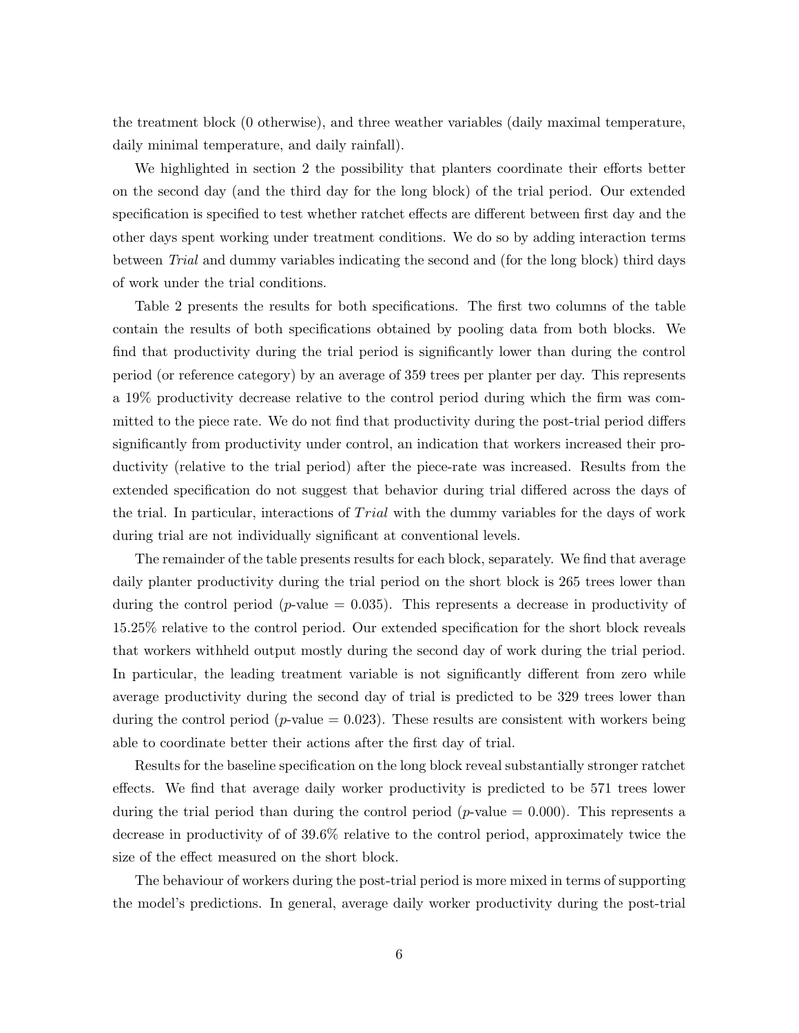the treatment block (0 otherwise), and three weather variables (daily maximal temperature, daily minimal temperature, and daily rainfall).

We highlighted in section 2 the possibility that planters coordinate their efforts better on the second day (and the third day for the long block) of the trial period. Our extended specification is specified to test whether ratchet effects are different between first day and the other days spent working under treatment conditions. We do so by adding interaction terms between *Trial* and dummy variables indicating the second and (for the long block) third days of work under the trial conditions.

Table 2 presents the results for both specifications. The first two columns of the table contain the results of both specifications obtained by pooling data from both blocks. We find that productivity during the trial period is significantly lower than during the control period (or reference category) by an average of 359 trees per planter per day. This represents a 19% productivity decrease relative to the control period during which the firm was committed to the piece rate. We do not find that productivity during the post-trial period differs significantly from productivity under control, an indication that workers increased their productivity (relative to the trial period) after the piece-rate was increased. Results from the extended specification do not suggest that behavior during trial differed across the days of the trial. In particular, interactions of $Trial$ with the dummy variables for the days of work during trial are not individually significant at conventional levels.

The remainder of the table presents results for each block, separately. We find that average daily planter productivity during the trial period on the short block is 265 trees lower than during the control period ($p$-value = 0.035). This represents a decrease in productivity of 15.25% relative to the control period. Our extended specification for the short block reveals that workers withheld output mostly during the second day of work during the trial period. In particular, the leading treatment variable is not significantly different from zero while average productivity during the second day of trial is predicted to be 329 trees lower than during the control period ($p$-value = 0.023). These results are consistent with workers being able to coordinate better their actions after the first day of trial.

Results for the baseline specification on the long block reveal substantially stronger ratchet effects. We find that average daily worker productivity is predicted to be 571 trees lower during the trial period than during the control period ($p$-value = 0.000). This represents a decrease in productivity of of 39.6% relative to the control period, approximately twice the size of the effect measured on the short block.

The behaviour of workers during the post-trial period is more mixed in terms of supporting the model's predictions. In general, average daily worker productivity during the post-trial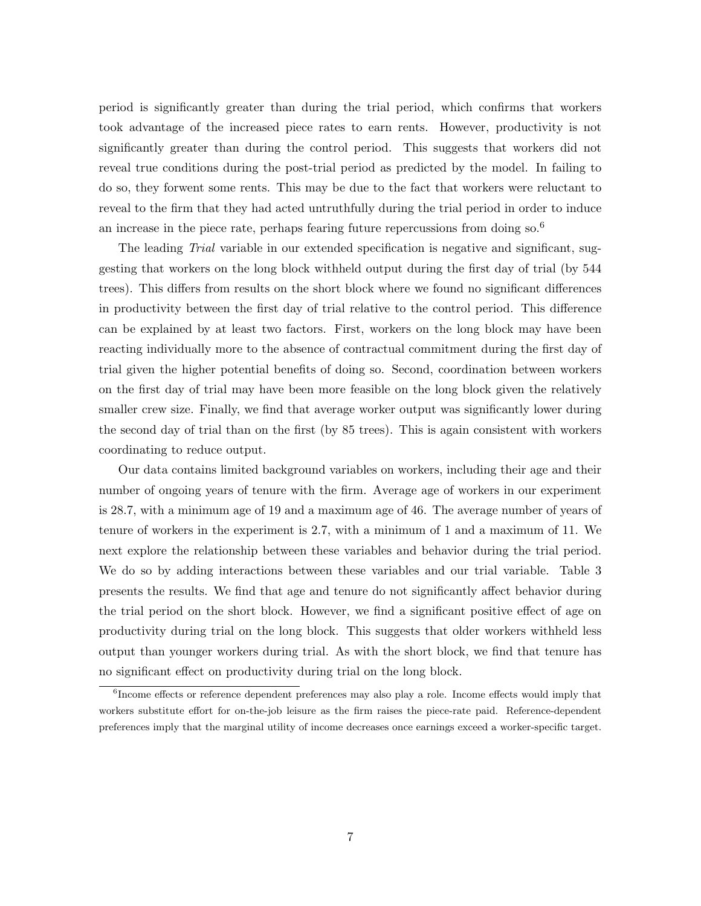period is significantly greater than during the trial period, which confirms that workers took advantage of the increased piece rates to earn rents. However, productivity is not significantly greater than during the control period. This suggests that workers did not reveal true conditions during the post-trial period as predicted by the model. In failing to do so, they forwent some rents. This may be due to the fact that workers were reluctant to reveal to the firm that they had acted untruthfully during the trial period in order to induce an increase in the piece rate, perhaps fearing future repercussions from doing so.[6]

The leading *Trial* variable in our extended specification is negative and significant, suggesting that workers on the long block withheld output during the first day of trial (by 544 trees). This differs from results on the short block where we found no significant differences in productivity between the first day of trial relative to the control period. This difference can be explained by at least two factors. First, workers on the long block may have been reacting individually more to the absence of contractual commitment during the first day of trial given the higher potential benefits of doing so. Second, coordination between workers on the first day of trial may have been more feasible on the long block given the relatively smaller crew size. Finally, we find that average worker output was significantly lower during the second day of trial than on the first (by 85 trees). This is again consistent with workers coordinating to reduce output.

Our data contains limited background variables on workers, including their age and their number of ongoing years of tenure with the firm. Average age of workers in our experiment is 28.7, with a minimum age of 19 and a maximum age of 46. The average number of years of tenure of workers in the experiment is 2.7, with a minimum of 1 and a maximum of 11. We next explore the relationship between these variables and behavior during the trial period. We do so by adding interactions between these variables and our trial variable. Table 3 presents the results. We find that age and tenure do not significantly affect behavior during the trial period on the short block. However, we find a significant positive effect of age on productivity during trial on the long block. This suggests that older workers withheld less output than younger workers during trial. As with the short block, we find that tenure has no significant effect on productivity during trial on the long block.

[6] Income effects or reference dependent preferences may also play a role. Income effects would imply that workers substitute effort for on-the-job leisure as the firm raises the piece-rate paid. Reference-dependent preferences imply that the marginal utility of income decreases once earnings exceed a worker-specific target.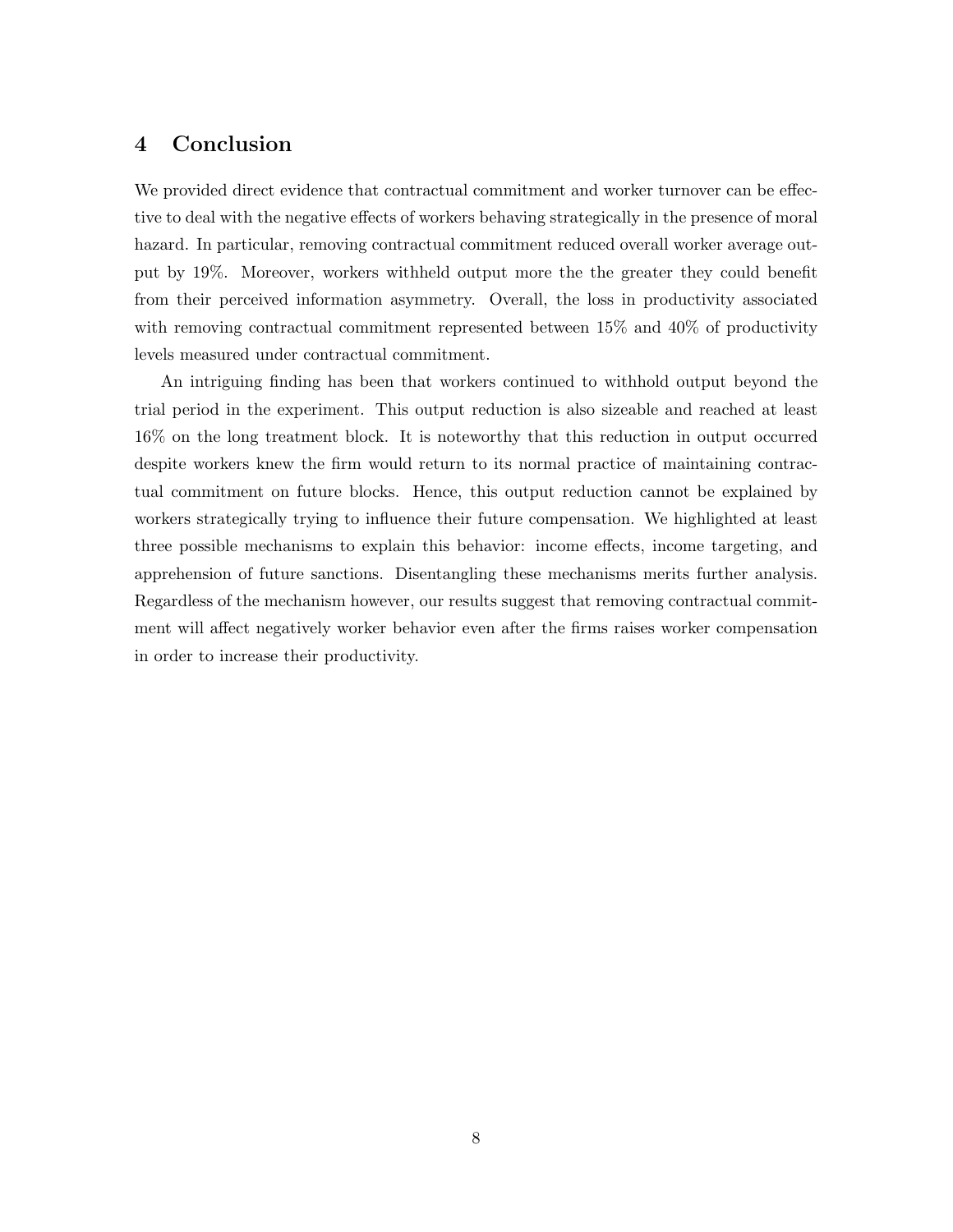## 4 Conclusion

We provided direct evidence that contractual commitment and worker turnover can be effective to deal with the negative effects of workers behaving strategically in the presence of moral hazard. In particular, removing contractual commitment reduced overall worker average output by 19%. Moreover, workers withheld output more the the greater they could benefit from their perceived information asymmetry. Overall, the loss in productivity associated with removing contractual commitment represented between 15% and 40% of productivity levels measured under contractual commitment.

An intriguing finding has been that workers continued to withhold output beyond the trial period in the experiment. This output reduction is also sizeable and reached at least 16% on the long treatment block. It is noteworthy that this reduction in output occurred despite workers knew the firm would return to its normal practice of maintaining contractual commitment on future blocks. Hence, this output reduction cannot be explained by workers strategically trying to influence their future compensation. We highlighted at least three possible mechanisms to explain this behavior: income effects, income targeting, and apprehension of future sanctions. Disentangling these mechanisms merits further analysis. Regardless of the mechanism however, our results suggest that removing contractual commitment will affect negatively worker behavior even after the firms raises worker compensation in order to increase their productivity.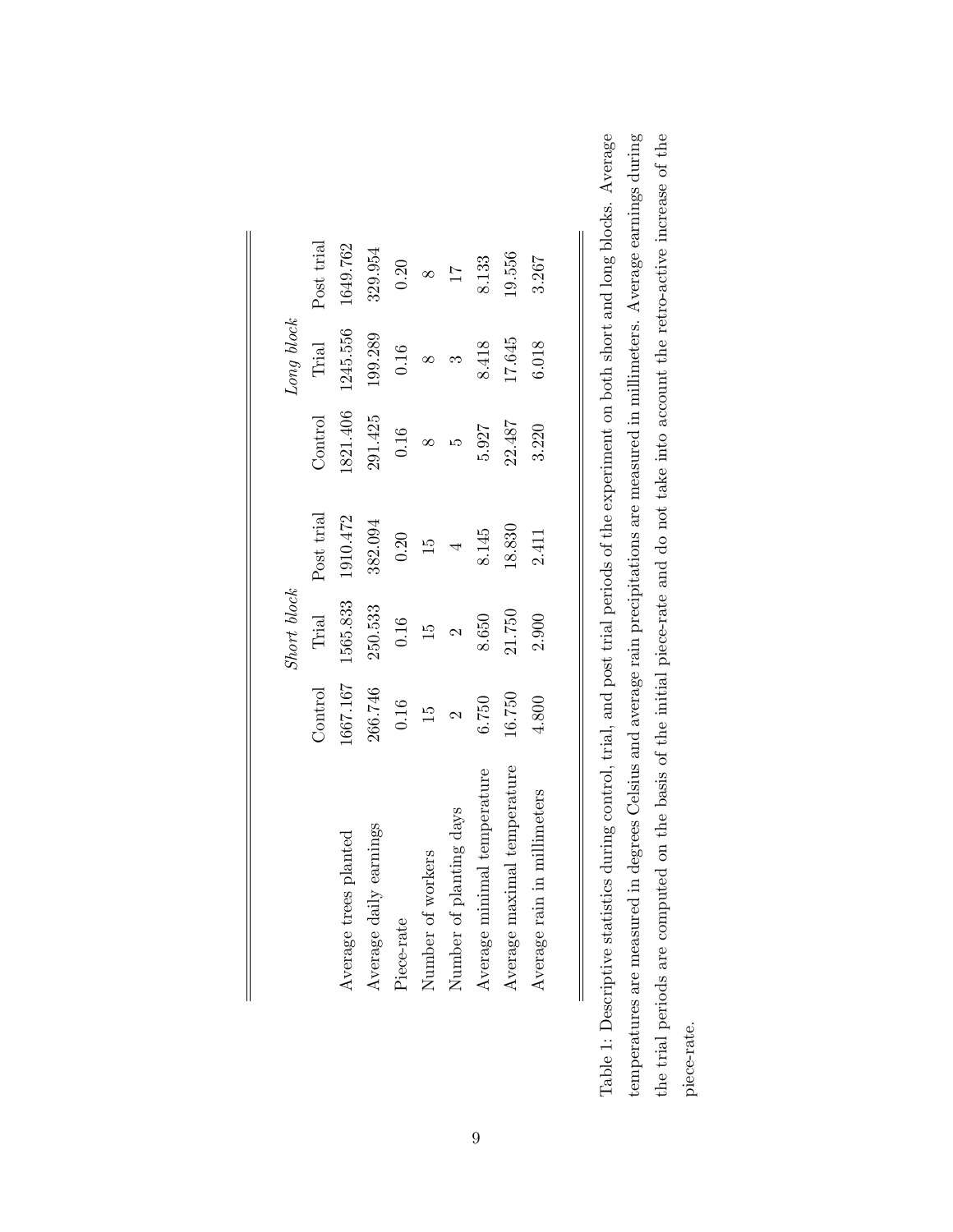| | *Short block* | | | *Long block* | | |
|---|---|---|---|---|---|---|
| | Control | Trial | Post trial | Control | Trial | Post trial |
| Average trees planted | 1667.167 | 1565.833 | 1910.472 | 1821.406 | 1245.556 | 1649.762 |
| Average daily earnings | 266.746 | 250.533 | 382.094 | 291.425 | 199.289 | 329.954 |
| Piece-rate | 0.16 | 0.16 | 0.20 | 0.16 | 0.16 | 0.20 |
| Number of workers | 15 | 15 | 15 | 8 | 8 | 8 |
| Number of planting days | 2 | 2 | 4 | 5 | 3 | 17 |
| Average minimal temperature | 6.750 | 8.650 | 8.145 | 5.927 | 8.418 | 8.133 |
| Average maximal temperature | 16.750 | 21.750 | 18.830 | 22.487 | 17.645 | 19.556 |
| Average rain in millimeters | 4.800 | 2.900 | 2.411 | 3.220 | 6.018 | 3.267 |

Table 1: Descriptive statistics during control, trial, and post trial periods of the experiment on both short and long blocks. Average temperatures are measured in degrees Celsius and average rain precipitations are measured in millimeters. Average earnings during the trial periods are computed on the basis of the initial piece-rate and do not take into account the retro-active increase of the piece-rate.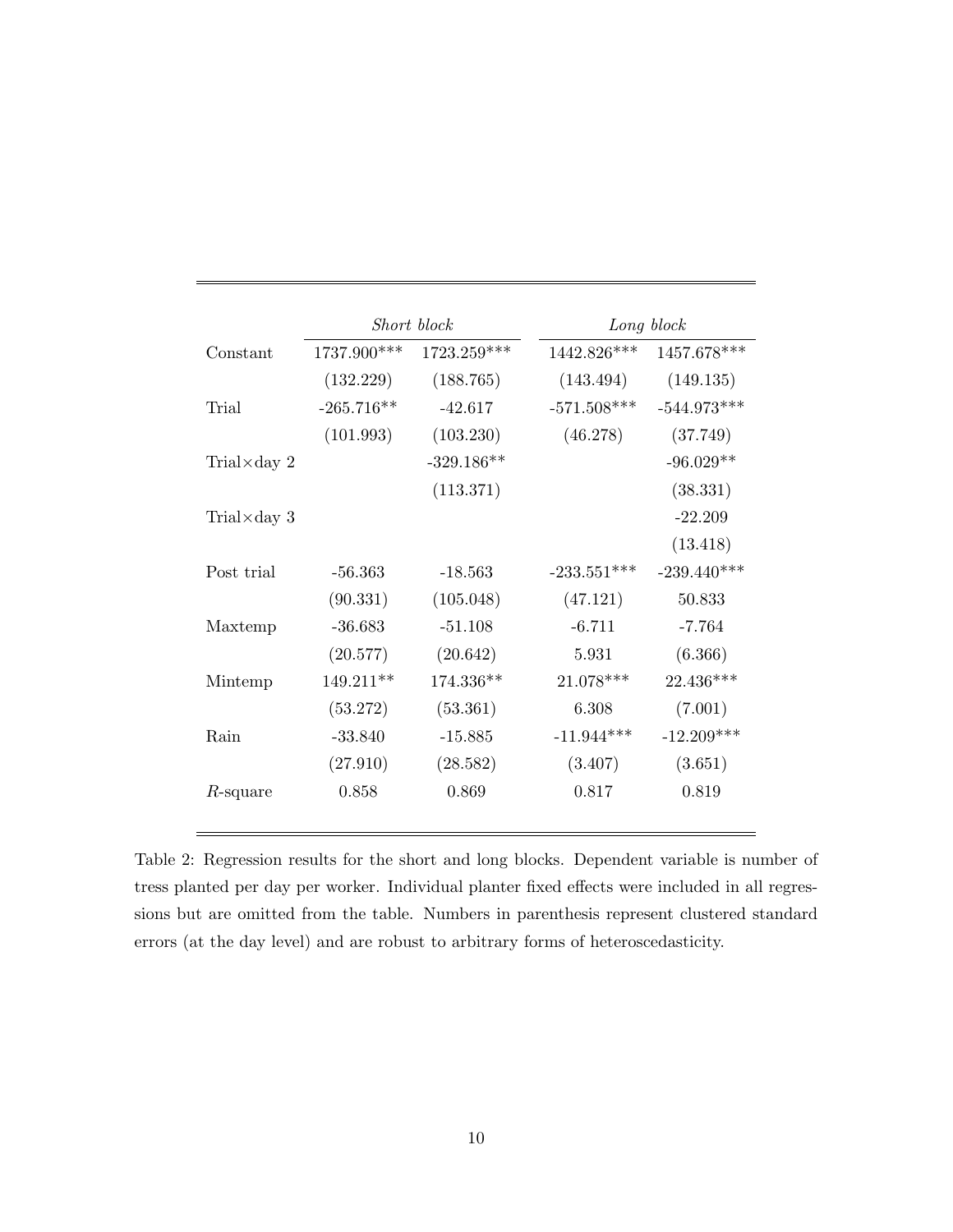| | *Short block* | | *Long block* | |
|---|---|---|---|---|
| Constant | 1737.900*** | 1723.259*** | 1442.826*** | 1457.678*** |
| | (132.229) | (188.765) | (143.494) | (149.135) |
| Trial | -265.716** | -42.617 | -571.508*** | -544.973*** |
| | (101.993) | (103.230) | (46.278) | (37.749) |
| Trial×day 2 | | -329.186** | | -96.029** |
| | | (113.371) | | (38.331) |
| Trial×day 3 | | | | -22.209 |
| | | | | (13.418) |
| Post trial | -56.363 | -18.563 | -233.551*** | -239.440*** |
| | (90.331) | (105.048) | (47.121) | 50.833 |
| Maxtemp | -36.683 | -51.108 | -6.711 | -7.764 |
| | (20.577) | (20.642) | 5.931 | (6.366) |
| Mintemp | 149.211** | 174.336** | 21.078*** | 22.436*** |
| | (53.272) | (53.361) | 6.308 | (7.001) |
| Rain | -33.840 | -15.885 | -11.944*** | -12.209*** |
| | (27.910) | (28.582) | (3.407) | (3.651) |
| $R$-square | 0.858 | 0.869 | 0.817 | 0.819 |

Table 2: Regression results for the short and long blocks. Dependent variable is number of tress planted per day per worker. Individual planter fixed effects were included in all regressions but are omitted from the table. Numbers in parenthesis represent clustered standard errors (at the day level) and are robust to arbitrary forms of heteroscedasticity.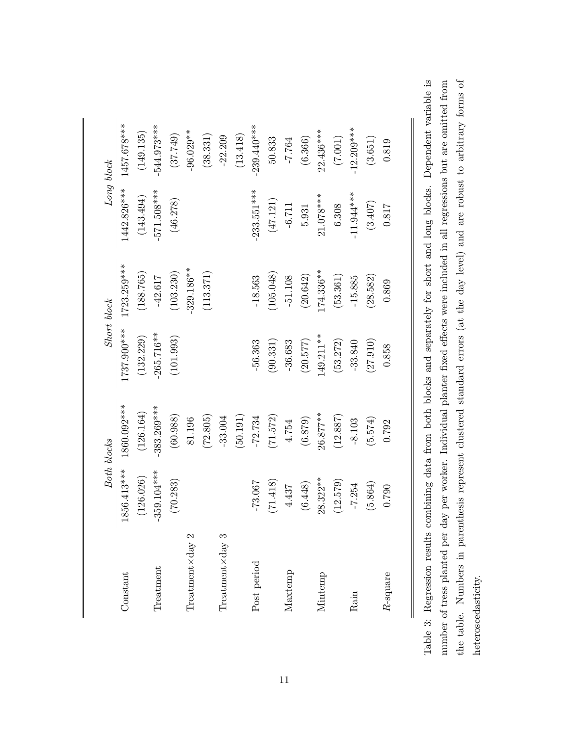|  | *Both blocks* |  | *Short block* |  | *Long block* |  |
|---|---|---|---|---|---|---|
| Constant | 1856.413*** | 1860.092*** | 1737.900*** | 1723.259*** | 1442.826*** | 1457.678*** |
|  | (126.026) | (126.164) | (132.229) | (188.765) | (143.494) | (149.135) |
| Treatment | -359.104*** | -383.269*** | -265.716** | -42.617 | -571.508*** | -544.973*** |
|  | (70.283) | (60.988) | (101.993) | (103.230) | (46.278) | (37.749) |
| Treatment×day 2 |  | 81.196 |  | -329.186** |  | -96.029** |
|  |  | (72.805) |  | (113.371) |  | (38.331) |
| Treatment×day 3 |  | -33.004 |  |  |  | -22.209 |
|  |  | (50.191) |  |  |  | (13.418) |
| Post period | -73.067 | -72.734 | -56.363 | -18.563 | -233.551*** | -239.440*** |
|  | (71.418) | (71.572) | (90.331) | (105.048) | (47.121) | 50.833 |
| Maxtemp | 4.437 | 4.754 | -36.683 | -51.108 | -6.711 | -7.764 |
|  | (6.448) | (6.879) | (20.577) | (20.642) | 5.931 | (6.366) |
| Mintemp | 28.322** | 26.877** | 149.211** | 174.336** | 21.078*** | 22.436*** |
|  | (12.579) | (12.887) | (53.272) | (53.361) | 6.308 | (7.001) |
| Rain | -7.254 | -8.103 | -33.840 | -15.885 | -11.944*** | -12.209*** |
|  | (5.864) | (5.574) | (27.910) | (28.582) | (3.407) | (3.651) |
| $R$-square | 0.790 | 0.792 | 0.858 | 0.869 | 0.817 | 0.819 |

Table 3: Regression results combining data from both blocks and separately for short and long blocks. Dependent variable is number of tress planted per day per worker. Individual planter fixed effects were included in all regressions but are omitted from the table. Numbers in parenthesis represent clustered standard errors (at the day level) and are robust to arbitrary forms of heteroscedasticity.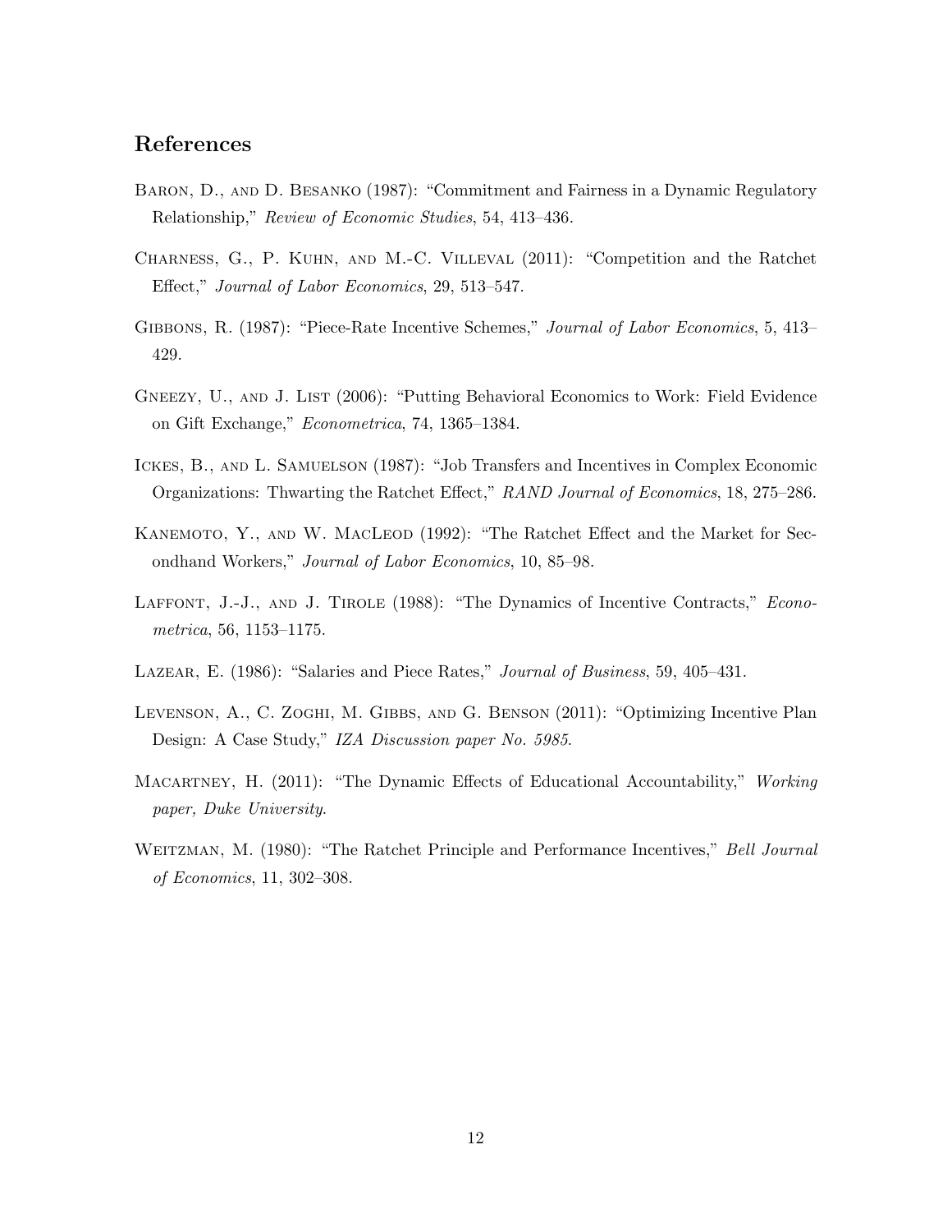## References

Baron, D., and D. Besanko (1987): "Commitment and Fairness in a Dynamic Regulatory Relationship," *Review of Economic Studies*, 54, 413–436.

Charness, G., P. Kuhn, and M.-C. Villeval (2011): "Competition and the Ratchet Effect," *Journal of Labor Economics*, 29, 513–547.

Gibbons, R. (1987): "Piece-Rate Incentive Schemes," *Journal of Labor Economics*, 5, 413–429.

Gneezy, U., and J. List (2006): "Putting Behavioral Economics to Work: Field Evidence on Gift Exchange," *Econometrica*, 74, 1365–1384.

Ickes, B., and L. Samuelson (1987): "Job Transfers and Incentives in Complex Economic Organizations: Thwarting the Ratchet Effect," *RAND Journal of Economics*, 18, 275–286.

Kanemoto, Y., and W. MacLeod (1992): "The Ratchet Effect and the Market for Secondhand Workers," *Journal of Labor Economics*, 10, 85–98.

Laffont, J.-J., and J. Tirole (1988): "The Dynamics of Incentive Contracts," *Econometrica*, 56, 1153–1175.

Lazear, E. (1986): "Salaries and Piece Rates," *Journal of Business*, 59, 405–431.

Levenson, A., C. Zoghi, M. Gibbs, and G. Benson (2011): "Optimizing Incentive Plan Design: A Case Study," *IZA Discussion paper No. 5985*.

Macartney, H. (2011): "The Dynamic Effects of Educational Accountability," *Working paper, Duke University*.

Weitzman, M. (1980): "The Ratchet Principle and Performance Incentives," *Bell Journal of Economics*, 11, 302–308.